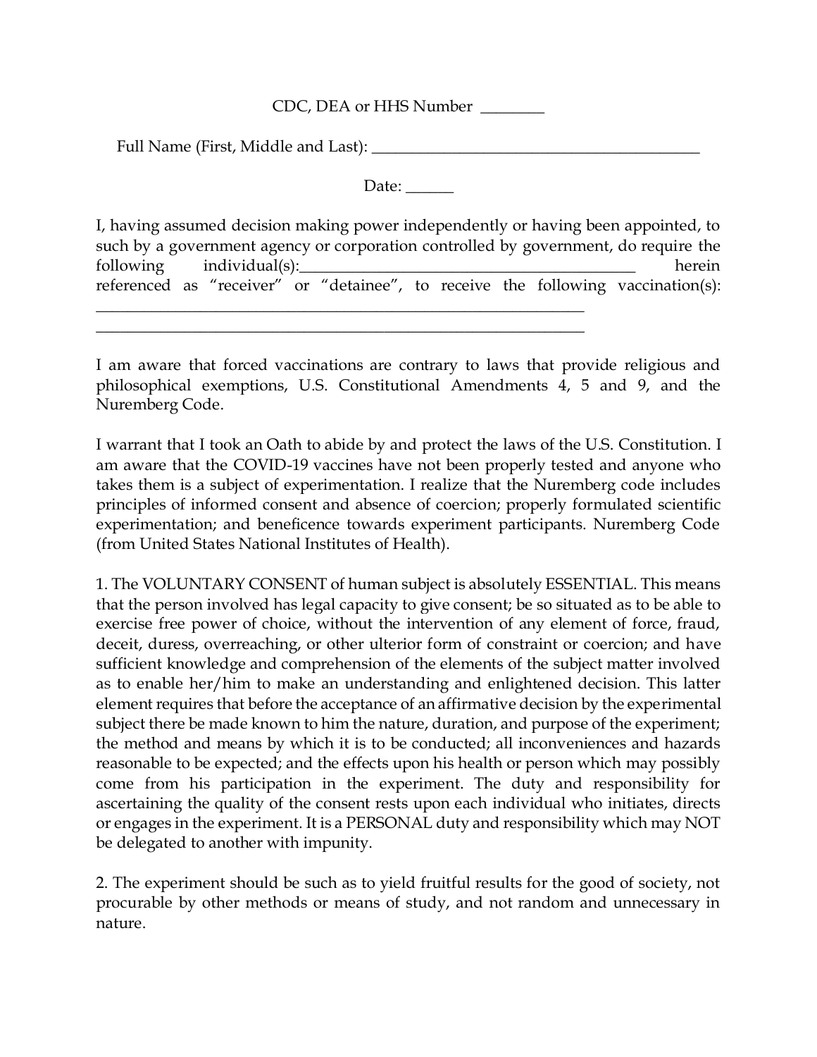CDC, DEA or HHS Number ________

Full Name (First, Middle and Last): __________________________________________

Date: ______

I, having assumed decision making power independently or having been appointed, to such by a government agency or corporation controlled by government, do require the following individual(s):____________________________________________ herein referenced as "receiver" or "detainee", to receive the following vaccination(s): _______________________________________________________________
_______________________________________________________________

I am aware that forced vaccinations are contrary to laws that provide religious and philosophical exemptions, U.S. Constitutional Amendments 4, 5 and 9, and the Nuremberg Code.

I warrant that I took an Oath to abide by and protect the laws of the U.S. Constitution. I am aware that the COVID-19 vaccines have not been properly tested and anyone who takes them is a subject of experimentation. I realize that the Nuremberg code includes principles of informed consent and absence of coercion; properly formulated scientific experimentation; and beneficence towards experiment participants. Nuremberg Code (from United States National Institutes of Health).

1. The VOLUNTARY CONSENT of human subject is absolutely ESSENTIAL. This means that the person involved has legal capacity to give consent; be so situated as to be able to exercise free power of choice, without the intervention of any element of force, fraud, deceit, duress, overreaching, or other ulterior form of constraint or coercion; and have sufficient knowledge and comprehension of the elements of the subject matter involved as to enable her/him to make an understanding and enlightened decision. This latter element requires that before the acceptance of an affirmative decision by the experimental subject there be made known to him the nature, duration, and purpose of the experiment; the method and means by which it is to be conducted; all inconveniences and hazards reasonable to be expected; and the effects upon his health or person which may possibly come from his participation in the experiment. The duty and responsibility for ascertaining the quality of the consent rests upon each individual who initiates, directs or engages in the experiment. It is a PERSONAL duty and responsibility which may NOT be delegated to another with impunity.

2. The experiment should be such as to yield fruitful results for the good of society, not procurable by other methods or means of study, and not random and unnecessary in nature.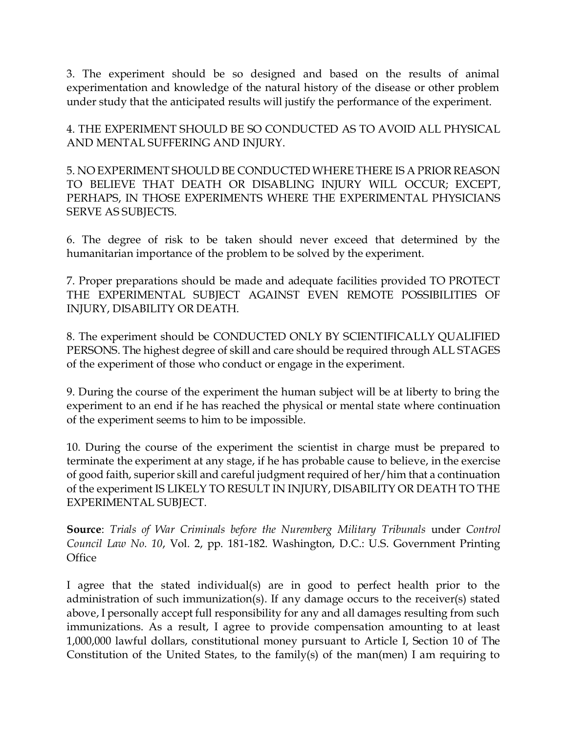3. The experiment should be so designed and based on the results of animal experimentation and knowledge of the natural history of the disease or other problem under study that the anticipated results will justify the performance of the experiment.

4. THE EXPERIMENT SHOULD BE SO CONDUCTED AS TO AVOID ALL PHYSICAL AND MENTAL SUFFERING AND INJURY.

5. NO EXPERIMENT SHOULD BE CONDUCTED WHERE THERE IS A PRIOR REASON TO BELIEVE THAT DEATH OR DISABLING INJURY WILL OCCUR; EXCEPT, PERHAPS, IN THOSE EXPERIMENTS WHERE THE EXPERIMENTAL PHYSICIANS SERVE AS SUBJECTS.

6. The degree of risk to be taken should never exceed that determined by the humanitarian importance of the problem to be solved by the experiment.

7. Proper preparations should be made and adequate facilities provided TO PROTECT THE EXPERIMENTAL SUBJECT AGAINST EVEN REMOTE POSSIBILITIES OF INJURY, DISABILITY OR DEATH.

8. The experiment should be CONDUCTED ONLY BY SCIENTIFICALLY QUALIFIED PERSONS. The highest degree of skill and care should be required through ALL STAGES of the experiment of those who conduct or engage in the experiment.

9. During the course of the experiment the human subject will be at liberty to bring the experiment to an end if he has reached the physical or mental state where continuation of the experiment seems to him to be impossible.

10. During the course of the experiment the scientist in charge must be prepared to terminate the experiment at any stage, if he has probable cause to believe, in the exercise of good faith, superior skill and careful judgment required of her/him that a continuation of the experiment IS LIKELY TO RESULT IN INJURY, DISABILITY OR DEATH TO THE EXPERIMENTAL SUBJECT.

**Source**: *Trials of War Criminals before the Nuremberg Military Tribunals* under *Control Council Law No. 10*, Vol. 2, pp. 181-182. Washington, D.C.: U.S. Government Printing Office

I agree that the stated individual(s) are in good to perfect health prior to the administration of such immunization(s). If any damage occurs to the receiver(s) stated above, I personally accept full responsibility for any and all damages resulting from such immunizations. As a result, I agree to provide compensation amounting to at least 1,000,000 lawful dollars, constitutional money pursuant to Article I, Section 10 of The Constitution of the United States, to the family(s) of the man(men) I am requiring to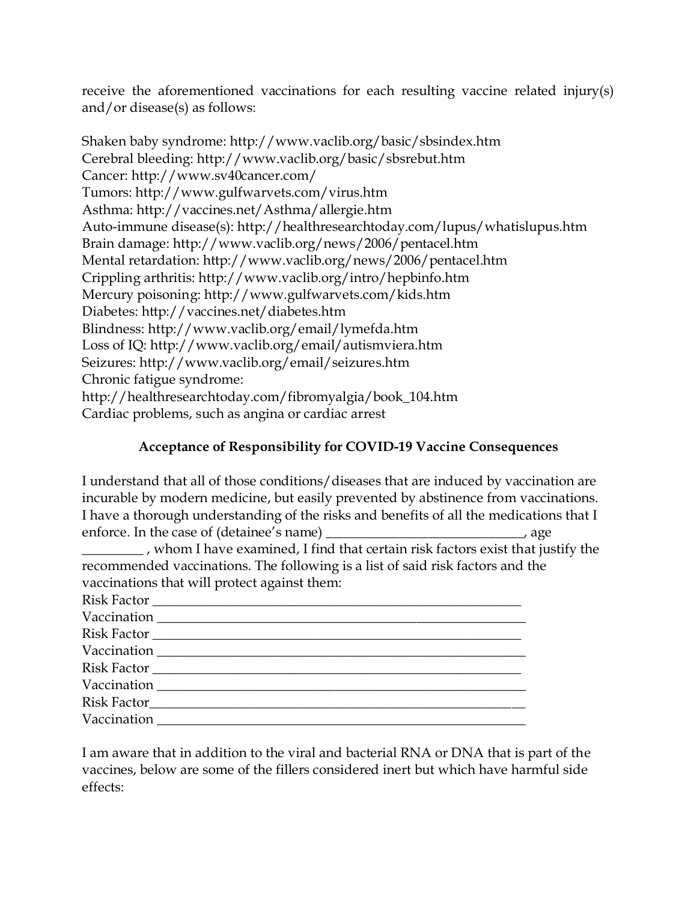receive the aforementioned vaccinations for each resulting vaccine related injury(s) and/or disease(s) as follows:

Shaken baby syndrome: http://www.vaclib.org/basic/sbsindex.htm
Cerebral bleeding: http://www.vaclib.org/basic/sbsrebut.htm
Cancer: http://www.sv40cancer.com/
Tumors: http://www.gulfwarvets.com/virus.htm
Asthma: http://vaccines.net/Asthma/allergie.htm
Auto-immune disease(s): http://healthresearchtoday.com/lupus/whatislupus.htm
Brain damage: http://www.vaclib.org/news/2006/pentacel.htm
Mental retardation: http://www.vaclib.org/news/2006/pentacel.htm
Crippling arthritis: http://www.vaclib.org/intro/hepbinfo.htm
Mercury poisoning: http://www.gulfwarvets.com/kids.htm
Diabetes: http://vaccines.net/diabetes.htm
Blindness: http://www.vaclib.org/email/lymefda.htm
Loss of IQ: http://www.vaclib.org/email/autismviera.htm
Seizures: http://www.vaclib.org/email/seizures.htm
Chronic fatigue syndrome:
http://healthresearchtoday.com/fibromyalgia/book_104.htm
Cardiac problems, such as angina or cardiac arrest

**Acceptance of Responsibility for COVID-19 Vaccine Consequences**

I understand that all of those conditions/diseases that are induced by vaccination are incurable by modern medicine, but easily prevented by abstinence from vaccinations. I have a thorough understanding of the risks and benefits of all the medications that I enforce. In the case of (detainee's name) ______________________________, age _________ , whom I have examined, I find that certain risk factors exist that justify the recommended vaccinations. The following is a list of said risk factors and the vaccinations that will protect against them:

Risk Factor ___________________________________________________________
Vaccination ___________________________________________________________
Risk Factor ___________________________________________________________
Vaccination ___________________________________________________________
Risk Factor ___________________________________________________________
Vaccination ___________________________________________________________
Risk Factor___________________________________________________________
Vaccination ___________________________________________________________

I am aware that in addition to the viral and bacterial RNA or DNA that is part of the vaccines, below are some of the fillers considered inert but which have harmful side effects: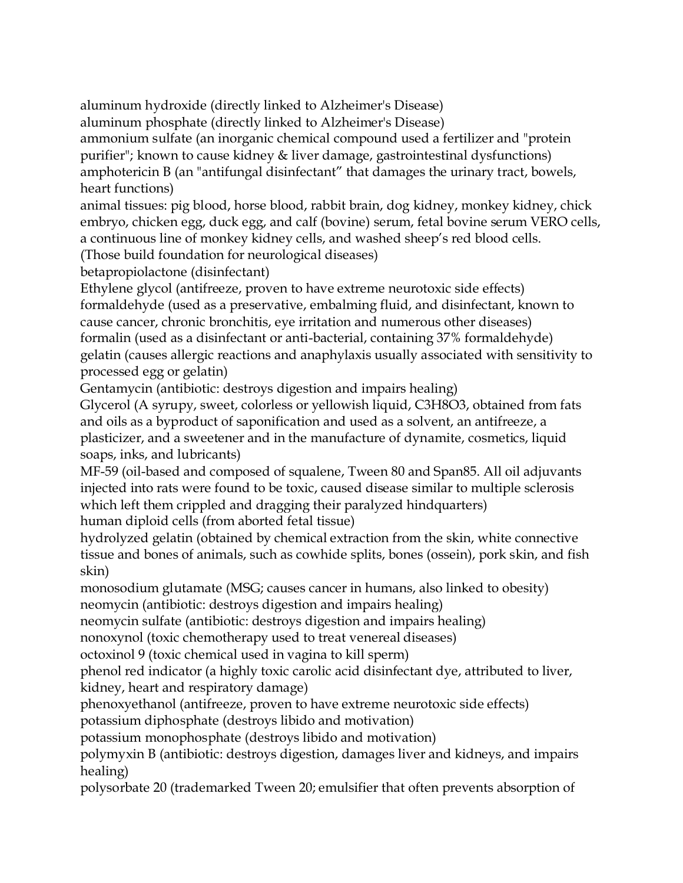aluminum hydroxide (directly linked to Alzheimer's Disease)
aluminum phosphate (directly linked to Alzheimer's Disease)
ammonium sulfate (an inorganic chemical compound used a fertilizer and "protein purifier"; known to cause kidney & liver damage, gastrointestinal dysfunctions)
amphotericin B (an "antifungal disinfectant" that damages the urinary tract, bowels, heart functions)
animal tissues: pig blood, horse blood, rabbit brain, dog kidney, monkey kidney, chick embryo, chicken egg, duck egg, and calf (bovine) serum, fetal bovine serum VERO cells, a continuous line of monkey kidney cells, and washed sheep's red blood cells. (Those build foundation for neurological diseases)
betapropiolactone (disinfectant)
Ethylene glycol (antifreeze, proven to have extreme neurotoxic side effects)
formaldehyde (used as a preservative, embalming fluid, and disinfectant, known to cause cancer, chronic bronchitis, eye irritation and numerous other diseases)
formalin (used as a disinfectant or anti-bacterial, containing 37% formaldehyde)
gelatin (causes allergic reactions and anaphylaxis usually associated with sensitivity to processed egg or gelatin)
Gentamycin (antibiotic: destroys digestion and impairs healing)
Glycerol (A syrupy, sweet, colorless or yellowish liquid, $C_3H_8O_3$, obtained from fats and oils as a byproduct of saponification and used as a solvent, an antifreeze, a plasticizer, and a sweetener and in the manufacture of dynamite, cosmetics, liquid soaps, inks, and lubricants)
MF-59 (oil-based and composed of squalene, Tween 80 and Span85. All oil adjuvants injected into rats were found to be toxic, caused disease similar to multiple sclerosis which left them crippled and dragging their paralyzed hindquarters)
human diploid cells (from aborted fetal tissue)
hydrolyzed gelatin (obtained by chemical extraction from the skin, white connective tissue and bones of animals, such as cowhide splits, bones (ossein), pork skin, and fish skin)
monosodium glutamate (MSG; causes cancer in humans, also linked to obesity)
neomycin (antibiotic: destroys digestion and impairs healing)
neomycin sulfate (antibiotic: destroys digestion and impairs healing)
nonoxynol (toxic chemotherapy used to treat venereal diseases)
octoxinol 9 (toxic chemical used in vagina to kill sperm)
phenol red indicator (a highly toxic carolic acid disinfectant dye, attributed to liver, kidney, heart and respiratory damage)
phenoxyethanol (antifreeze, proven to have extreme neurotoxic side effects)
potassium diphosphate (destroys libido and motivation)
potassium monophosphate (destroys libido and motivation)
polymyxin B (antibiotic: destroys digestion, damages liver and kidneys, and impairs healing)
polysorbate 20 (trademarked Tween 20; emulsifier that often prevents absorption of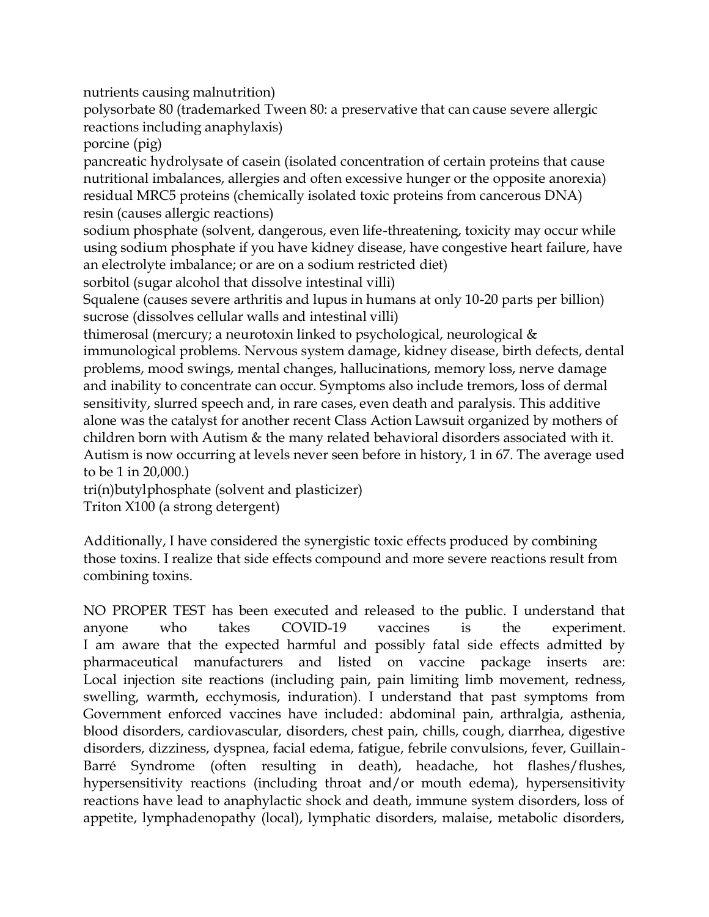nutrients causing malnutrition)
polysorbate 80 (trademarked Tween 80: a preservative that can cause severe allergic reactions including anaphylaxis)
porcine (pig)
pancreatic hydrolysate of casein (isolated concentration of certain proteins that cause nutritional imbalances, allergies and often excessive hunger or the opposite anorexia)
residual MRC5 proteins (chemically isolated toxic proteins from cancerous DNA)
resin (causes allergic reactions)
sodium phosphate (solvent, dangerous, even life-threatening, toxicity may occur while using sodium phosphate if you have kidney disease, have congestive heart failure, have an electrolyte imbalance; or are on a sodium restricted diet)
sorbitol (sugar alcohol that dissolve intestinal villi)
Squalene (causes severe arthritis and lupus in humans at only 10-20 parts per billion)
sucrose (dissolves cellular walls and intestinal villi)
thimerosal (mercury; a neurotoxin linked to psychological, neurological & immunological problems. Nervous system damage, kidney disease, birth defects, dental problems, mood swings, mental changes, hallucinations, memory loss, nerve damage and inability to concentrate can occur. Symptoms also include tremors, loss of dermal sensitivity, slurred speech and, in rare cases, even death and paralysis. This additive alone was the catalyst for another recent Class Action Lawsuit organized by mothers of children born with Autism & the many related behavioral disorders associated with it. Autism is now occurring at levels never seen before in history, 1 in 67. The average used to be 1 in 20,000.)
tri(n)butylphosphate (solvent and plasticizer)
Triton X100 (a strong detergent)

Additionally, I have considered the synergistic toxic effects produced by combining those toxins. I realize that side effects compound and more severe reactions result from combining toxins.

NO PROPER TEST has been executed and released to the public. I understand that anyone who takes COVID-19 vaccines is the experiment.
I am aware that the expected harmful and possibly fatal side effects admitted by pharmaceutical manufacturers and listed on vaccine package inserts are: Local injection site reactions (including pain, pain limiting limb movement, redness, swelling, warmth, ecchymosis, induration). I understand that past symptoms from Government enforced vaccines have included: abdominal pain, arthralgia, asthenia, blood disorders, cardiovascular, disorders, chest pain, chills, cough, diarrhea, digestive disorders, dizziness, dyspnea, facial edema, fatigue, febrile convulsions, fever, Guillain-Barré Syndrome (often resulting in death), headache, hot flashes/flushes, hypersensitivity reactions (including throat and/or mouth edema), hypersensitivity reactions have lead to anaphylactic shock and death, immune system disorders, loss of appetite, lymphadenopathy (local), lymphatic disorders, malaise, metabolic disorders,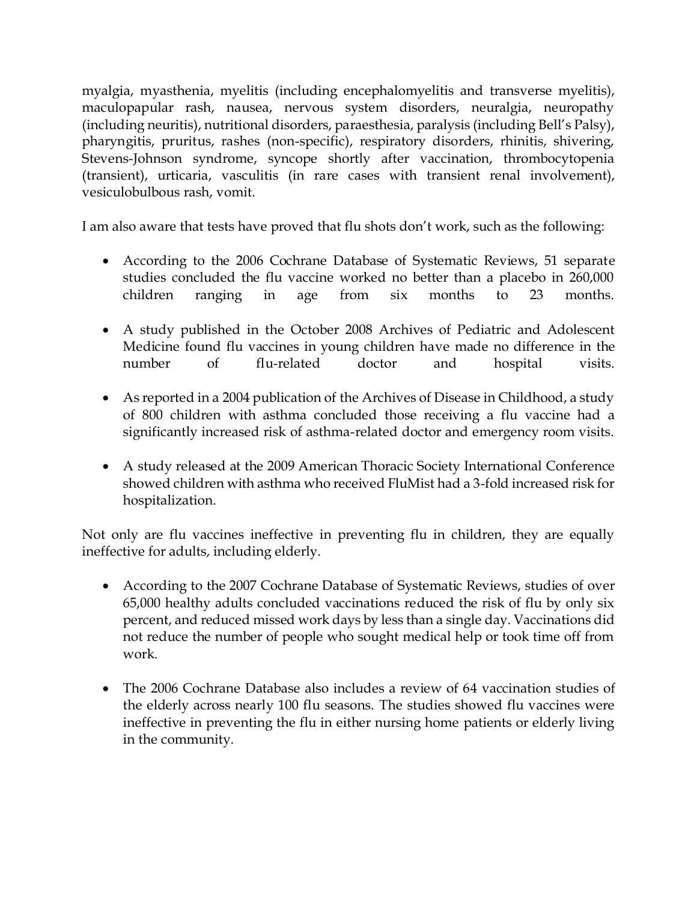myalgia, myasthenia, myelitis (including encephalomyelitis and transverse myelitis), maculopapular rash, nausea, nervous system disorders, neuralgia, neuropathy (including neuritis), nutritional disorders, paraesthesia, paralysis (including Bell's Palsy), pharyngitis, pruritus, rashes (non-specific), respiratory disorders, rhinitis, shivering, Stevens-Johnson syndrome, syncope shortly after vaccination, thrombocytopenia (transient), urticaria, vasculitis (in rare cases with transient renal involvement), vesiculobulbous rash, vomit.

I am also aware that tests have proved that flu shots don't work, such as the following:

- According to the 2006 Cochrane Database of Systematic Reviews, 51 separate studies concluded the flu vaccine worked no better than a placebo in 260,000 children ranging in age from six months to 23 months.
- A study published in the October 2008 Archives of Pediatric and Adolescent Medicine found flu vaccines in young children have made no difference in the number of flu-related doctor and hospital visits.
- As reported in a 2004 publication of the Archives of Disease in Childhood, a study of 800 children with asthma concluded those receiving a flu vaccine had a significantly increased risk of asthma-related doctor and emergency room visits.
- A study released at the 2009 American Thoracic Society International Conference showed children with asthma who received FluMist had a 3-fold increased risk for hospitalization.

Not only are flu vaccines ineffective in preventing flu in children, they are equally ineffective for adults, including elderly.

- According to the 2007 Cochrane Database of Systematic Reviews, studies of over 65,000 healthy adults concluded vaccinations reduced the risk of flu by only six percent, and reduced missed work days by less than a single day. Vaccinations did not reduce the number of people who sought medical help or took time off from work.
- The 2006 Cochrane Database also includes a review of 64 vaccination studies of the elderly across nearly 100 flu seasons. The studies showed flu vaccines were ineffective in preventing the flu in either nursing home patients or elderly living in the community.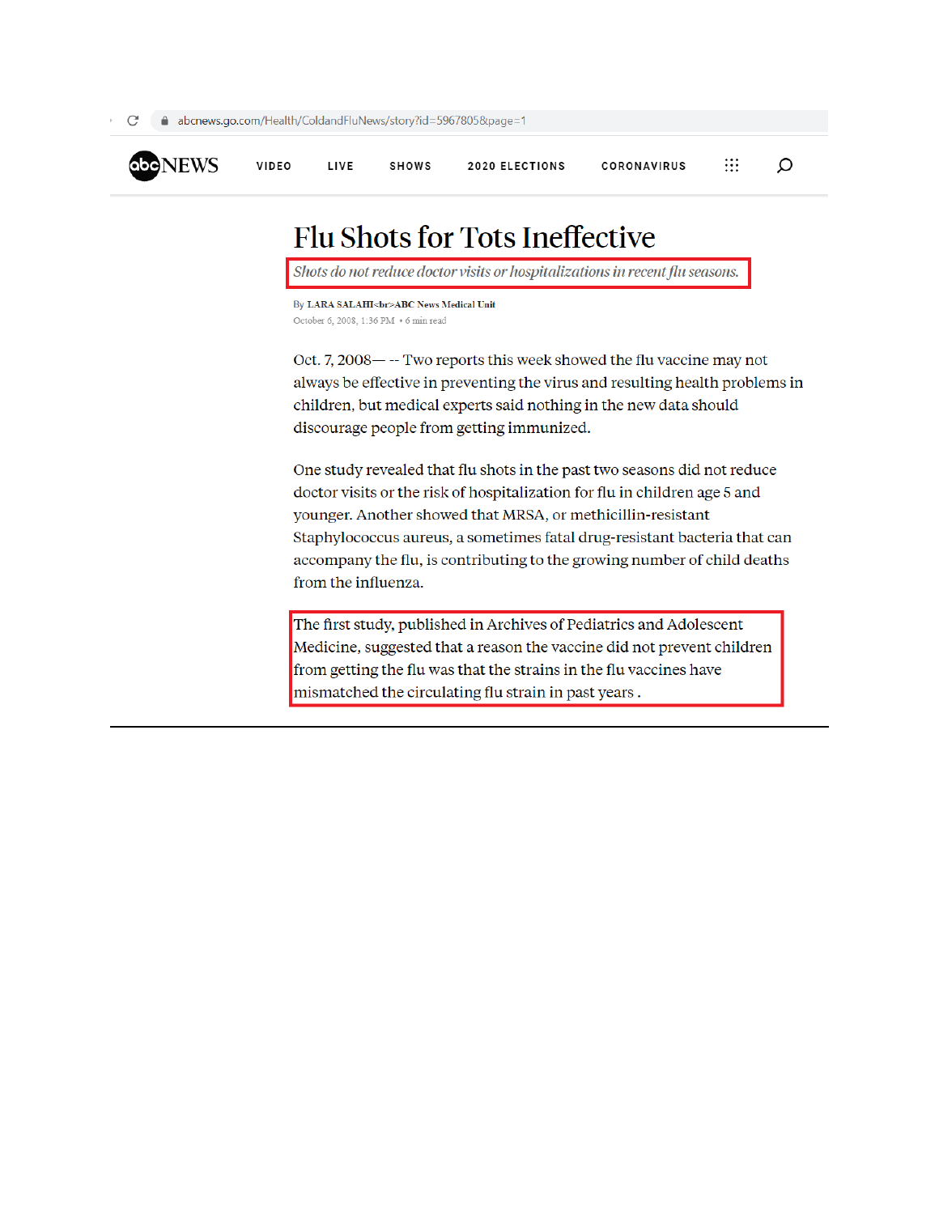abcnews.go.com/Health/ColdandFluNews/story?id=5967805&page=1

abcNEWS VIDEO LIVE SHOWS 2020 ELECTIONS CORONAVIRUS

# Flu Shots for Tots Ineffective

*Shots do not reduce doctor visits or hospitalizations in recent flu seasons.*

By **LARA SALAHI<br>ABC News Medical Unit**

October 6, 2008, 1:36 PM • 6 min read

Oct. 7, 2008— -- Two reports this week showed the flu vaccine may not always be effective in preventing the virus and resulting health problems in children, but medical experts said nothing in the new data should discourage people from getting immunized.

One study revealed that flu shots in the past two seasons did not reduce doctor visits or the risk of hospitalization for flu in children age 5 and younger. Another showed that MRSA, or methicillin-resistant Staphylococcus aureus, a sometimes fatal drug-resistant bacteria that can accompany the flu, is contributing to the growing number of child deaths from the influenza.

The first study, published in Archives of Pediatrics and Adolescent Medicine, suggested that a reason the vaccine did not prevent children from getting the flu was that the strains in the flu vaccines have mismatched the circulating flu strain in past years .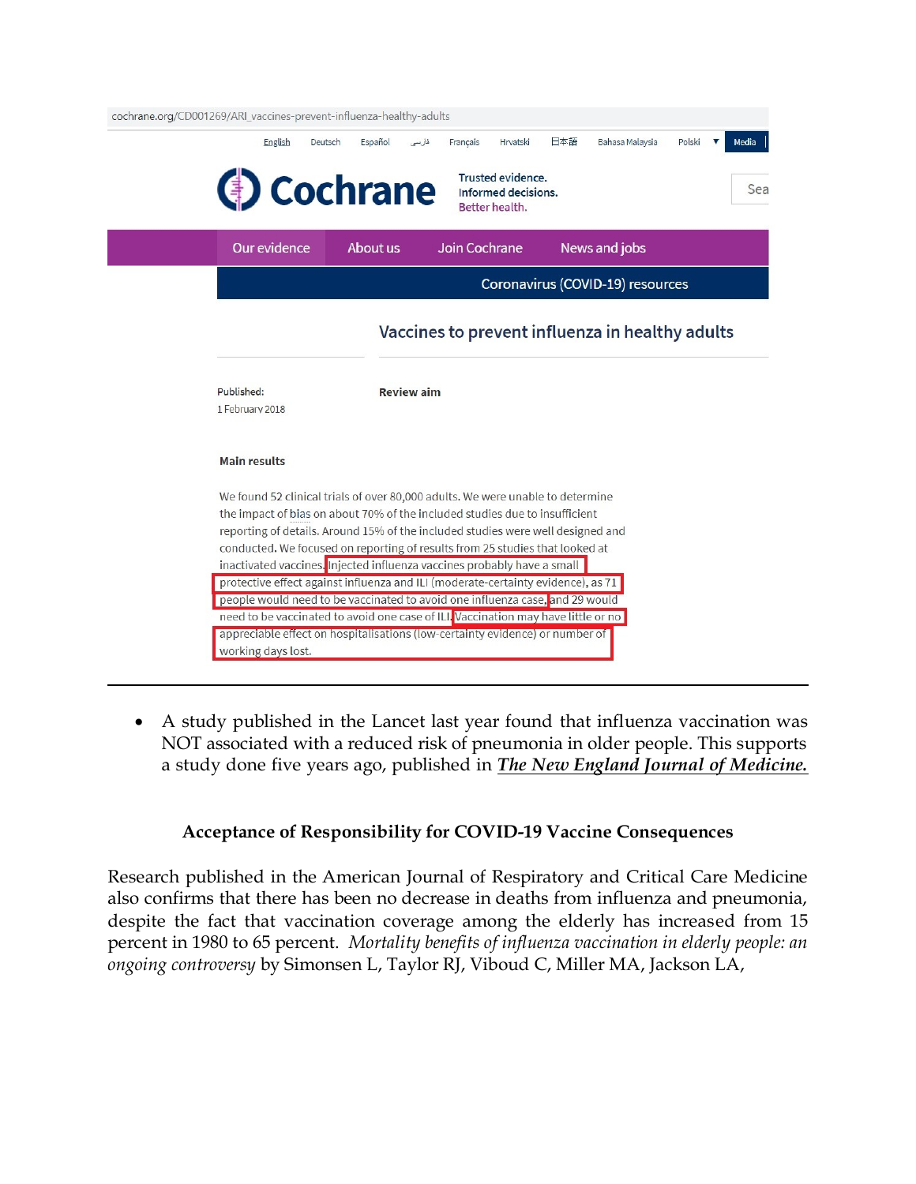cochrane.org/CD001269/ARI_vaccines-prevent-influenza-healthy-adults

English Deutsch Español فارسی Français Hrvatski 日本語 Bahasa Malaysia Polski Media

**Cochrane** Trusted evidence. Informed decisions. Better health.

Our evidence | About us | Join Cochrane | News and jobs

Coronavirus (COVID-19) resources

## Vaccines to prevent influenza in healthy adults

Published:
1 February 2018

**Review aim**

**Main results**

We found 52 clinical trials of over 80,000 adults. We were unable to determine the impact of bias on about 70% of the included studies due to insufficient reporting of details. Around 15% of the included studies were well designed and conducted. We focused on reporting of results from 25 studies that looked at inactivated vaccines. Injected influenza vaccines probably have a small protective effect against influenza and ILI (moderate-certainty evidence), as 71 people would need to be vaccinated to avoid one influenza case, and 29 would need to be vaccinated to avoid one case of ILI. Vaccination may have little or no appreciable effect on hospitalisations (low-certainty evidence) or number of working days lost.

---

- A study published in the Lancet last year found that influenza vaccination was NOT associated with a reduced risk of pneumonia in older people. This supports a study done five years ago, published in ***The New England Journal of Medicine.***

### Acceptance of Responsibility for COVID-19 Vaccine Consequences

Research published in the American Journal of Respiratory and Critical Care Medicine also confirms that there has been no decrease in deaths from influenza and pneumonia, despite the fact that vaccination coverage among the elderly has increased from 15 percent in 1980 to 65 percent. *Mortality benefits of influenza vaccination in elderly people: an ongoing controversy* by Simonsen L, Taylor RJ, Viboud C, Miller MA, Jackson LA,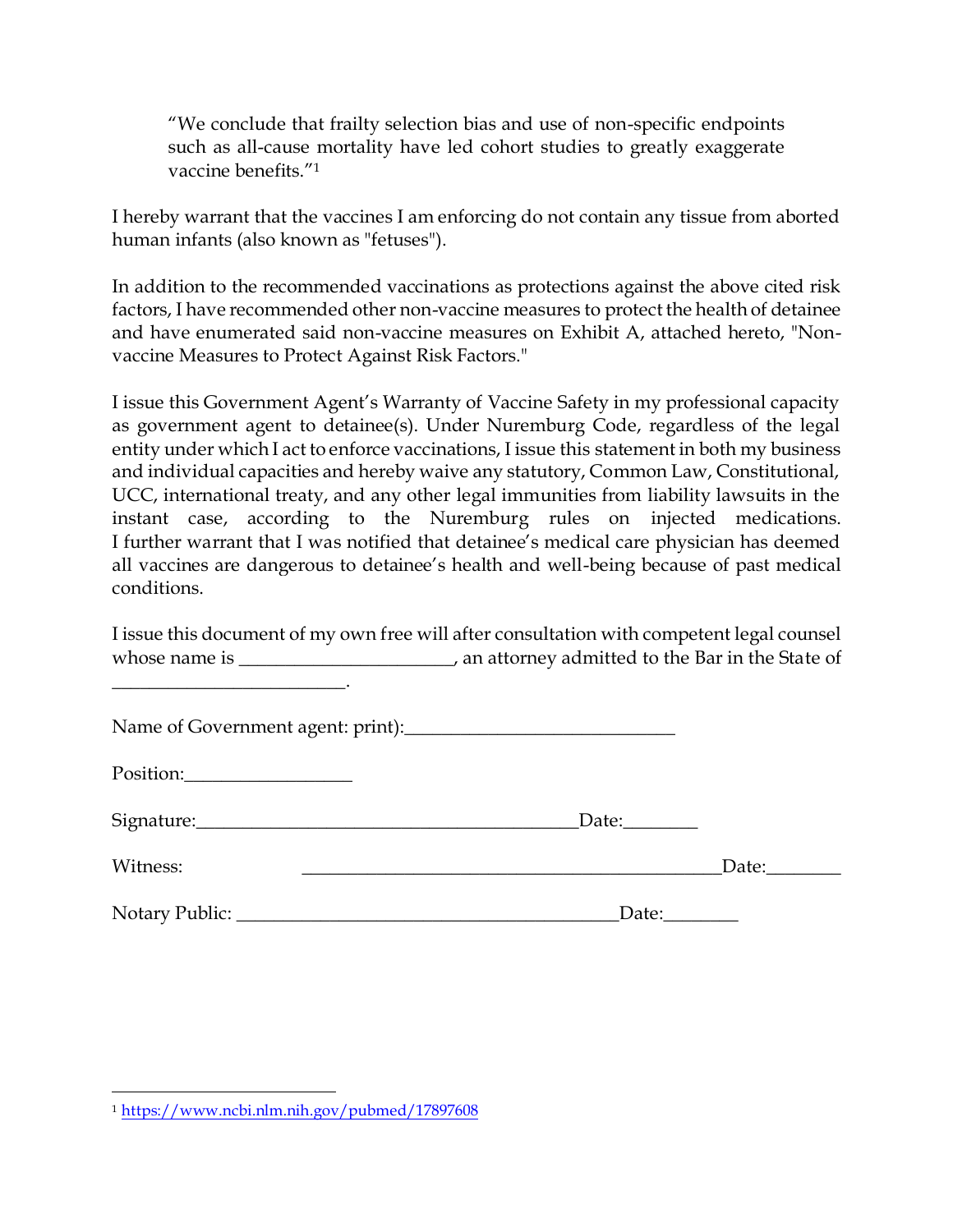> "We conclude that frailty selection bias and use of non-specific endpoints such as all-cause mortality have led cohort studies to greatly exaggerate vaccine benefits."[1]

I hereby warrant that the vaccines I am enforcing do not contain any tissue from aborted human infants (also known as "fetuses").

In addition to the recommended vaccinations as protections against the above cited risk factors, I have recommended other non-vaccine measures to protect the health of detainee and have enumerated said non-vaccine measures on Exhibit A, attached hereto, "Non-vaccine Measures to Protect Against Risk Factors."

I issue this Government Agent's Warranty of Vaccine Safety in my professional capacity as government agent to detainee(s). Under Nuremburg Code, regardless of the legal entity under which I act to enforce vaccinations, I issue this statement in both my business and individual capacities and hereby waive any statutory, Common Law, Constitutional, UCC, international treaty, and any other legal immunities from liability lawsuits in the instant case, according to the Nuremburg rules on injected medications. I further warrant that I was notified that detainee's medical care physician has deemed all vaccines are dangerous to detainee's health and well-being because of past medical conditions.

I issue this document of my own free will after consultation with competent legal counsel whose name is ______________________, an attorney admitted to the Bar in the State of ________________________.

Name of Government agent: print):____________________________

Position:_________________

Signature:________________________________________Date:________

Witness: ____________________________________________Date:________

Notary Public: ________________________________________Date:________

---

[1] https://www.ncbi.nlm.nih.gov/pubmed/17897608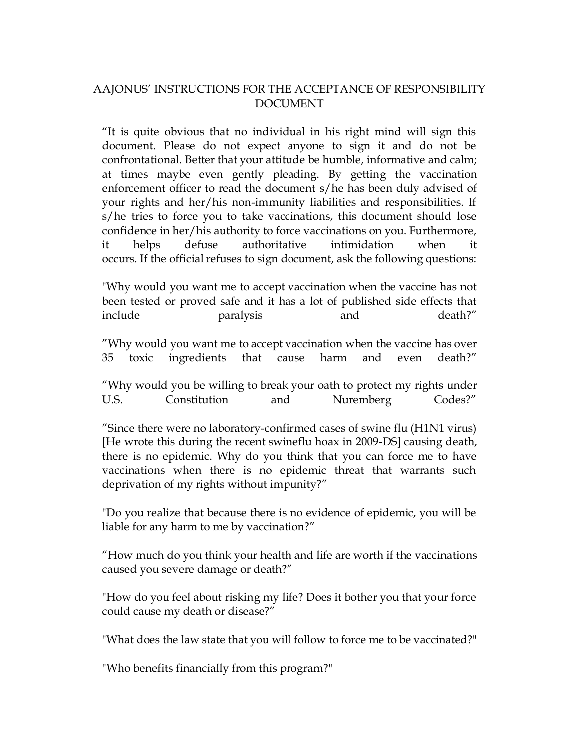# AAJONUS' INSTRUCTIONS FOR THE ACCEPTANCE OF RESPONSIBILITY DOCUMENT

"It is quite obvious that no individual in his right mind will sign this document. Please do not expect anyone to sign it and do not be confrontational. Better that your attitude be humble, informative and calm; at times maybe even gently pleading. By getting the vaccination enforcement officer to read the document s/he has been duly advised of your rights and her/his non-immunity liabilities and responsibilities. If s/he tries to force you to take vaccinations, this document should lose confidence in her/his authority to force vaccinations on you. Furthermore, it helps defuse authoritative intimidation when it occurs. If the official refuses to sign document, ask the following questions:

"Why would you want me to accept vaccination when the vaccine has not been tested or proved safe and it has a lot of published side effects that include paralysis and death?"

"Why would you want me to accept vaccination when the vaccine has over 35 toxic ingredients that cause harm and even death?"

"Why would you be willing to break your oath to protect my rights under U.S. Constitution and Nuremberg Codes?"

"Since there were no laboratory-confirmed cases of swine flu (H1N1 virus) [He wrote this during the recent swineflu hoax in 2009-DS] causing death, there is no epidemic. Why do you think that you can force me to have vaccinations when there is no epidemic threat that warrants such deprivation of my rights without impunity?"

"Do you realize that because there is no evidence of epidemic, you will be liable for any harm to me by vaccination?"

"How much do you think your health and life are worth if the vaccinations caused you severe damage or death?"

"How do you feel about risking my life? Does it bother you that your force could cause my death or disease?"

"What does the law state that you will follow to force me to be vaccinated?"

"Who benefits financially from this program?"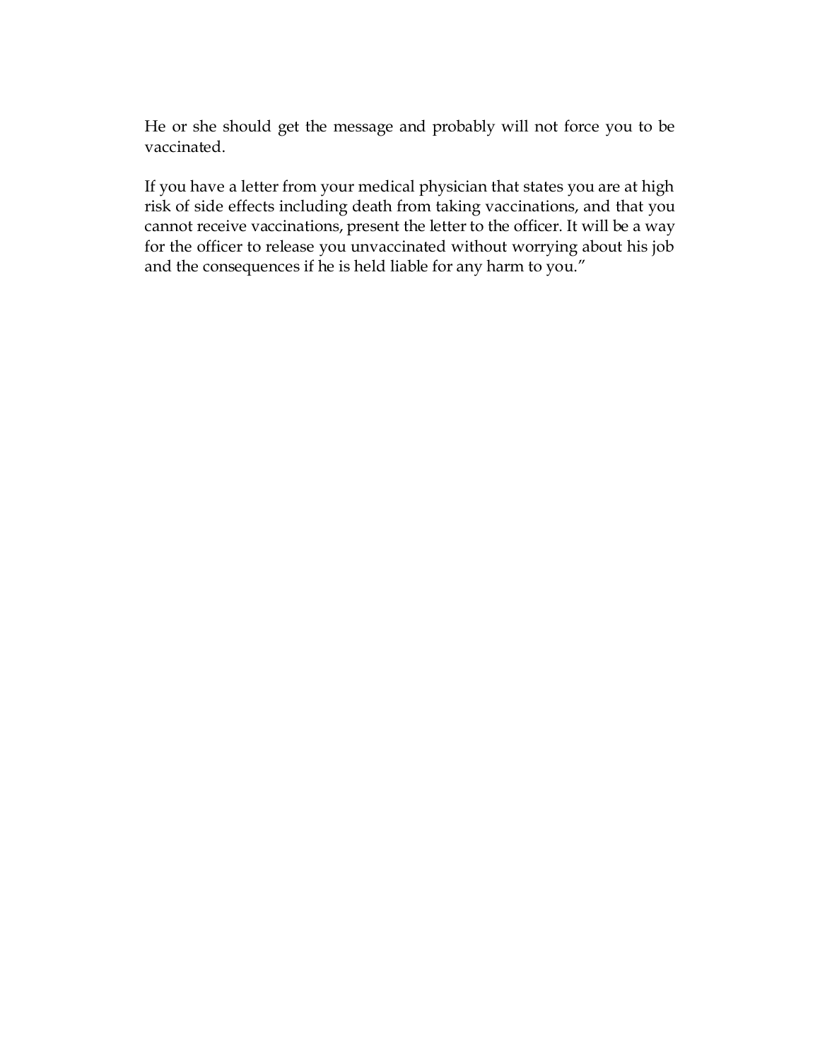He or she should get the message and probably will not force you to be vaccinated.

If you have a letter from your medical physician that states you are at high risk of side effects including death from taking vaccinations, and that you cannot receive vaccinations, present the letter to the officer. It will be a way for the officer to release you unvaccinated without worrying about his job and the consequences if he is held liable for any harm to you."